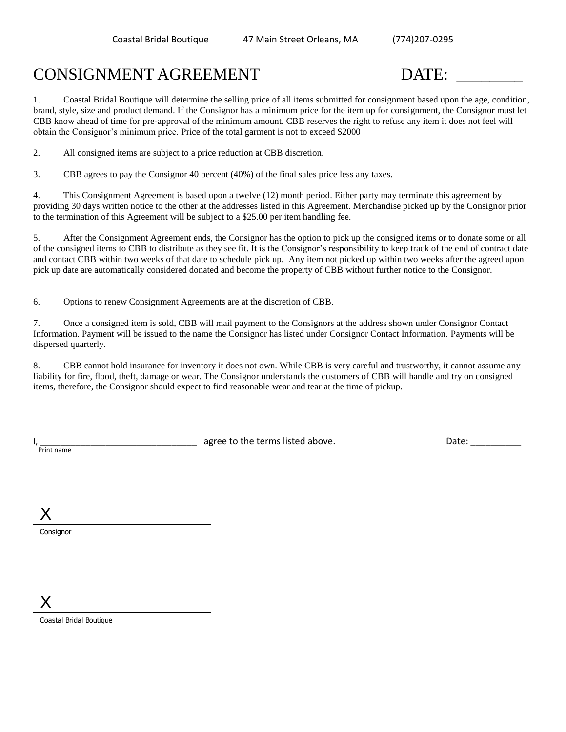Coastal Bridal Boutique 47 Main Street Orleans, MA (774)207-0295

# CONSIGNMENT AGREEMENT DATE: ________

1. Coastal Bridal Boutique will determine the selling price of all items submitted for consignment based upon the age, condition, brand, style, size and product demand. If the Consignor has a minimum price for the item up for consignment, the Consignor must let CBB know ahead of time for pre-approval of the minimum amount. CBB reserves the right to refuse any item it does not feel will obtain the Consignor's minimum price. Price of the total garment is not to exceed $2000

2. All consigned items are subject to a price reduction at CBB discretion.

3. CBB agrees to pay the Consignor 40 percent (40%) of the final sales price less any taxes.

4. This Consignment Agreement is based upon a twelve (12) month period. Either party may terminate this agreement by providing 30 days written notice to the other at the addresses listed in this Agreement. Merchandise picked up by the Consignor prior to the termination of this Agreement will be subject to a $25.00 per item handling fee.

5. After the Consignment Agreement ends, the Consignor has the option to pick up the consigned items or to donate some or all of the consigned items to CBB to distribute as they see fit. It is the Consignor's responsibility to keep track of the end of contract date and contact CBB within two weeks of that date to schedule pick up. Any item not picked up within two weeks after the agreed upon pick up date are automatically considered donated and become the property of CBB without further notice to the Consignor.

6. Options to renew Consignment Agreements are at the discretion of CBB.

7. Once a consigned item is sold, CBB will mail payment to the Consignors at the address shown under Consignor Contact Information. Payment will be issued to the name the Consignor has listed under Consignor Contact Information. Payments will be dispersed quarterly.

8. CBB cannot hold insurance for inventory it does not own. While CBB is very careful and trustworthy, it cannot assume any liability for fire, flood, theft, damage or wear. The Consignor understands the customers of CBB will handle and try on consigned items, therefore, the Consignor should expect to find reasonable wear and tear at the time of pickup.

I, ________________________________ agree to the terms listed above. Date: __________
Print name

X ____________________________
Consignor

X ____________________________
Coastal Bridal Boutique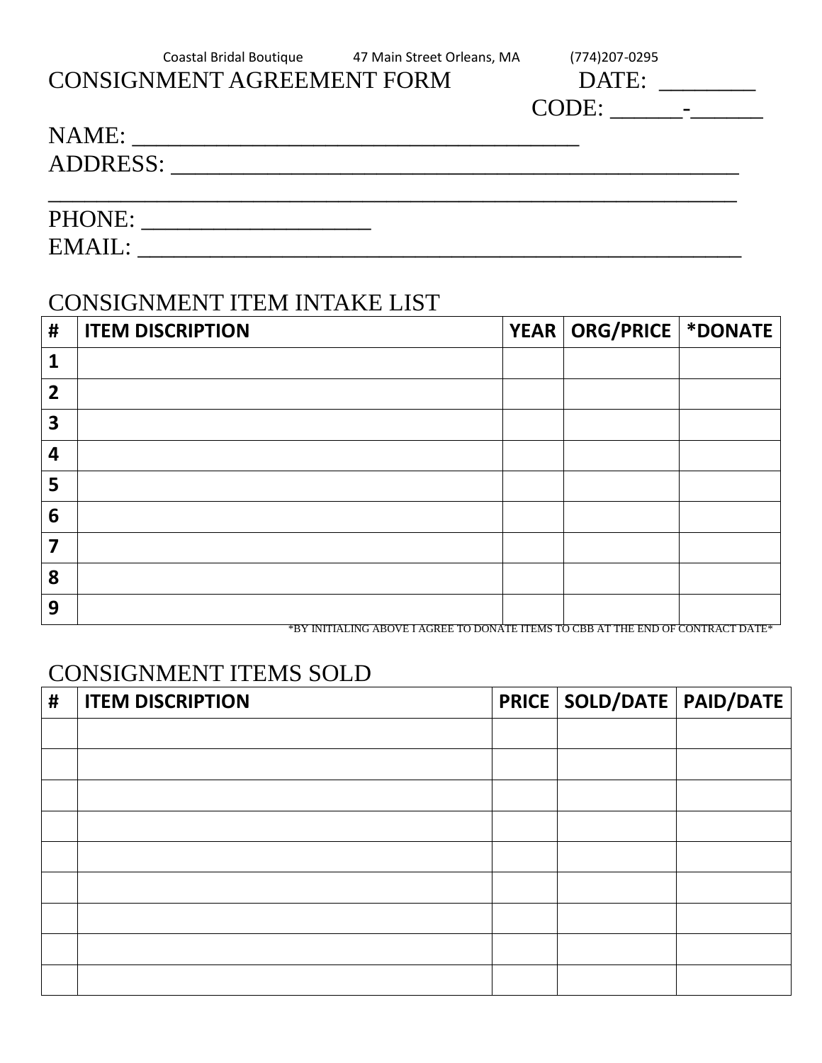Coastal Bridal Boutique 47 Main Street Orleans, MA (774)207-0295

CONSIGNMENT AGREEMENT FORM DATE: ________

CODE: ______-______

NAME: ____________________________________

ADDRESS: _______________________________________________

__________________________________________________________

PHONE: ___________________

EMAIL: __________________________________________________

CONSIGNMENT ITEM INTAKE LIST

| # | ITEM DISCRIPTION | YEAR | ORG/PRICE | *DONATE |
|---|---|---|---|---|
| 1 | | | | |
| 2 | | | | |
| 3 | | | | |
| 4 | | | | |
| 5 | | | | |
| 6 | | | | |
| 7 | | | | |
| 8 | | | | |
| 9 | | | | |

*BY INITIALING ABOVE I AGREE TO DONATE ITEMS TO CBB AT THE END OF CONTRACT DATE*

CONSIGNMENT ITEMS SOLD

| # | ITEM DISCRIPTION | PRICE | SOLD/DATE | PAID/DATE |
|---|---|---|---|---|
| | | | | |
| | | | | |
| | | | | |
| | | | | |
| | | | | |
| | | | | |
| | | | | |
| | | | | |
| | | | | |